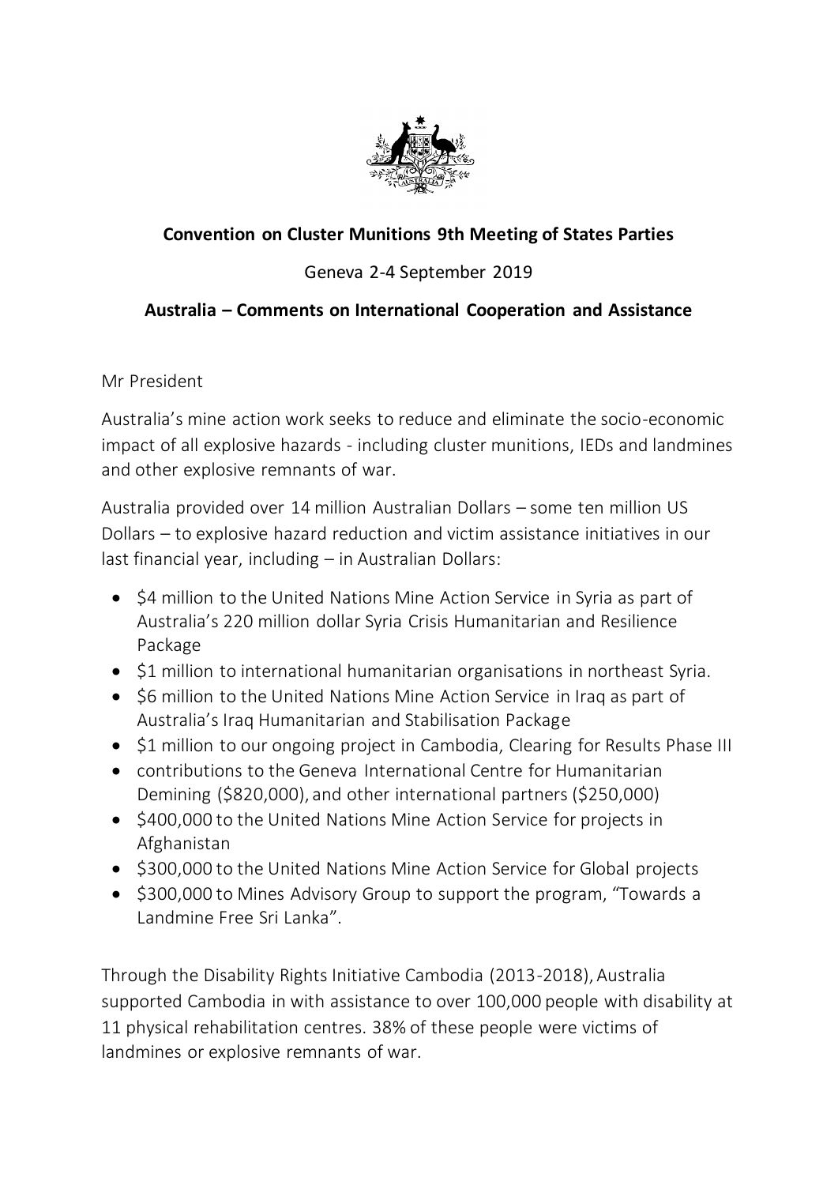**Convention on Cluster Munitions 9th Meeting of States Parties**

Geneva 2-4 September 2019

**Australia – Comments on International Cooperation and Assistance**

Mr President

Australia's mine action work seeks to reduce and eliminate the socio-economic impact of all explosive hazards - including cluster munitions, IEDs and landmines and other explosive remnants of war.

Australia provided over 14 million Australian Dollars – some ten million US Dollars – to explosive hazard reduction and victim assistance initiatives in our last financial year, including – in Australian Dollars:

- $4 million to the United Nations Mine Action Service in Syria as part of Australia's 220 million dollar Syria Crisis Humanitarian and Resilience Package
- $1 million to international humanitarian organisations in northeast Syria.
- $6 million to the United Nations Mine Action Service in Iraq as part of Australia's Iraq Humanitarian and Stabilisation Package
- $1 million to our ongoing project in Cambodia, Clearing for Results Phase III
- contributions to the Geneva International Centre for Humanitarian Demining ($820,000), and other international partners ($250,000)
- $400,000 to the United Nations Mine Action Service for projects in Afghanistan
- $300,000 to the United Nations Mine Action Service for Global projects
- $300,000 to Mines Advisory Group to support the program, "Towards a Landmine Free Sri Lanka".

Through the Disability Rights Initiative Cambodia (2013-2018), Australia supported Cambodia in with assistance to over 100,000 people with disability at 11 physical rehabilitation centres. 38% of these people were victims of landmines or explosive remnants of war.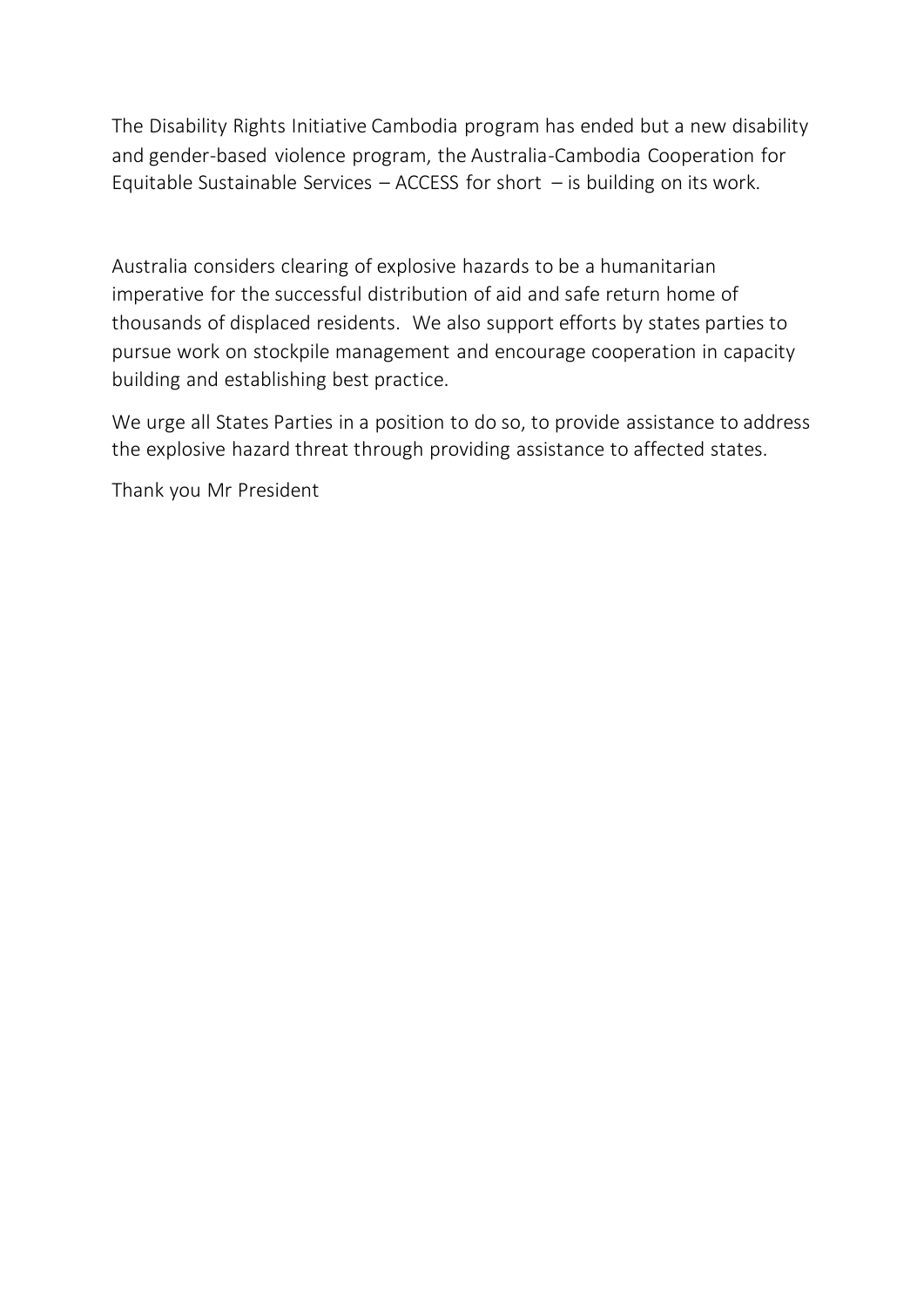The Disability Rights Initiative Cambodia program has ended but a new disability and gender-based violence program, the Australia-Cambodia Cooperation for Equitable Sustainable Services – ACCESS for short – is building on its work.

Australia considers clearing of explosive hazards to be a humanitarian imperative for the successful distribution of aid and safe return home of thousands of displaced residents. We also support efforts by states parties to pursue work on stockpile management and encourage cooperation in capacity building and establishing best practice.

We urge all States Parties in a position to do so, to provide assistance to address the explosive hazard threat through providing assistance to affected states.

Thank you Mr President